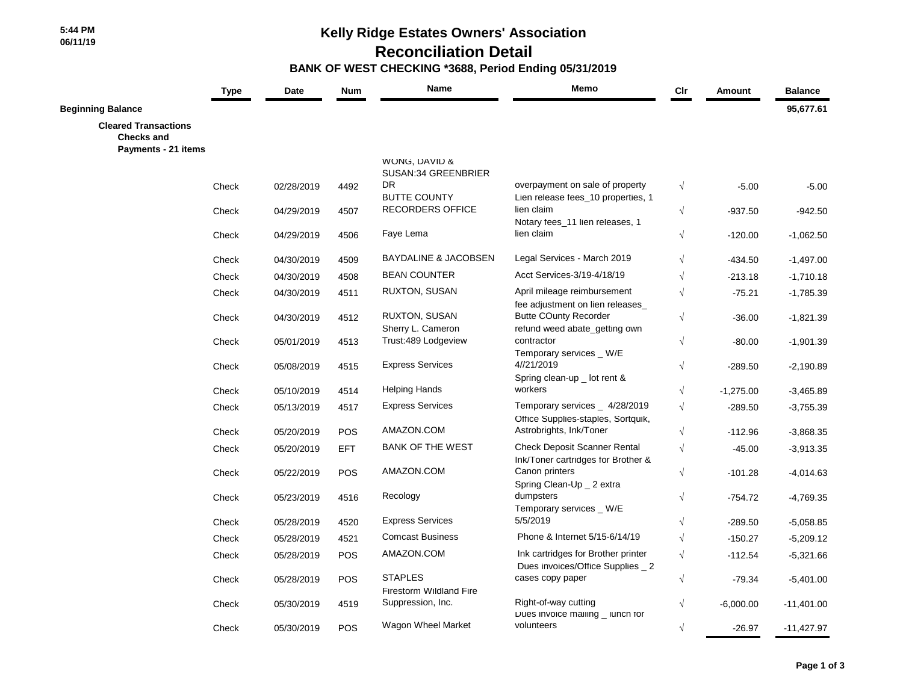5:44 PM
06/11/19

# Kelly Ridge Estates Owners' Association
## Reconciliation Detail
### BANK OF WEST CHECKING *3688, Period Ending 05/31/2019

| | Type | Date | Num | Name | Memo | Clr | Amount | Balance |
|---|---|---|---|---|---|---|---|---|
| **Beginning Balance** | | | | | | | | **95,677.61** |
| **Cleared Transactions** | | | | | | | | |
| **Checks and Payments - 21 items** | | | | | | | | |
| | Check | 02/28/2019 | 4492 | WONG, DAVID & SUSAN:34 GREENBRIER DR | overpayment on sale of property | √ | -5.00 | -5.00 |
| | Check | 04/29/2019 | 4507 | BUTTE COUNTY RECORDERS OFFICE | Lien release fees_10 properties, 1 lien claim | √ | -937.50 | -942.50 |
| | Check | 04/29/2019 | 4506 | Faye Lema | Notary fees_11 lien releases, 1 lien claim | √ | -120.00 | -1,062.50 |
| | Check | 04/30/2019 | 4509 | BAYDALINE & JACOBSEN | Legal Services - March 2019 | √ | -434.50 | -1,497.00 |
| | Check | 04/30/2019 | 4508 | BEAN COUNTER | Acct Services-3/19-4/18/19 | √ | -213.18 | -1,710.18 |
| | Check | 04/30/2019 | 4511 | RUXTON, SUSAN | April mileage reimbursement | √ | -75.21 | -1,785.39 |
| | Check | 04/30/2019 | 4512 | RUXTON, SUSAN | fee adjustment on lien releases_ Butte COunty Recorder | √ | -36.00 | -1,821.39 |
| | Check | 05/01/2019 | 4513 | Sherry L. Cameron Trust:489 Lodgeview | refund weed abate_getting own contractor | √ | -80.00 | -1,901.39 |
| | Check | 05/08/2019 | 4515 | Express Services | Temporary services _ W/E 4//21/2019 | √ | -289.50 | -2,190.89 |
| | Check | 05/10/2019 | 4514 | Helping Hands | Spring clean-up _ lot rent & workers | √ | -1,275.00 | -3,465.89 |
| | Check | 05/13/2019 | 4517 | Express Services | Temporary services _ 4/28/2019 | √ | -289.50 | -3,755.39 |
| | Check | 05/20/2019 | POS | AMAZON.COM | Office Supplies-staples, Sortquik, Astrobrights, Ink/Toner | √ | -112.96 | -3,868.35 |
| | Check | 05/20/2019 | EFT | BANK OF THE WEST | Check Deposit Scanner Rental | √ | -45.00 | -3,913.35 |
| | Check | 05/22/2019 | POS | AMAZON.COM | Ink/Toner cartridges for Brother & Canon printers | √ | -101.28 | -4,014.63 |
| | Check | 05/23/2019 | 4516 | Recology | Spring Clean-Up _ 2 extra dumpsters | √ | -754.72 | -4,769.35 |
| | Check | 05/28/2019 | 4520 | Express Services | Temporary services _ W/E 5/5/2019 | √ | -289.50 | -5,058.85 |
| | Check | 05/28/2019 | 4521 | Comcast Business | Phone & Internet 5/15-6/14/19 | √ | -150.27 | -5,209.12 |
| | Check | 05/28/2019 | POS | AMAZON.COM | Ink cartridges for Brother printer | √ | -112.54 | -5,321.66 |
| | Check | 05/28/2019 | POS | STAPLES | Dues invoices/Office Supplies _ 2 cases copy paper | √ | -79.34 | -5,401.00 |
| | Check | 05/30/2019 | 4519 | Firestorm Wildland Fire Suppression, Inc. | Right-of-way cutting | √ | -6,000.00 | -11,401.00 |
| | Check | 05/30/2019 | POS | Wagon Wheel Market | Dues invoice mailing _ lunch for volunteers | √ | -26.97 | -11,427.97 |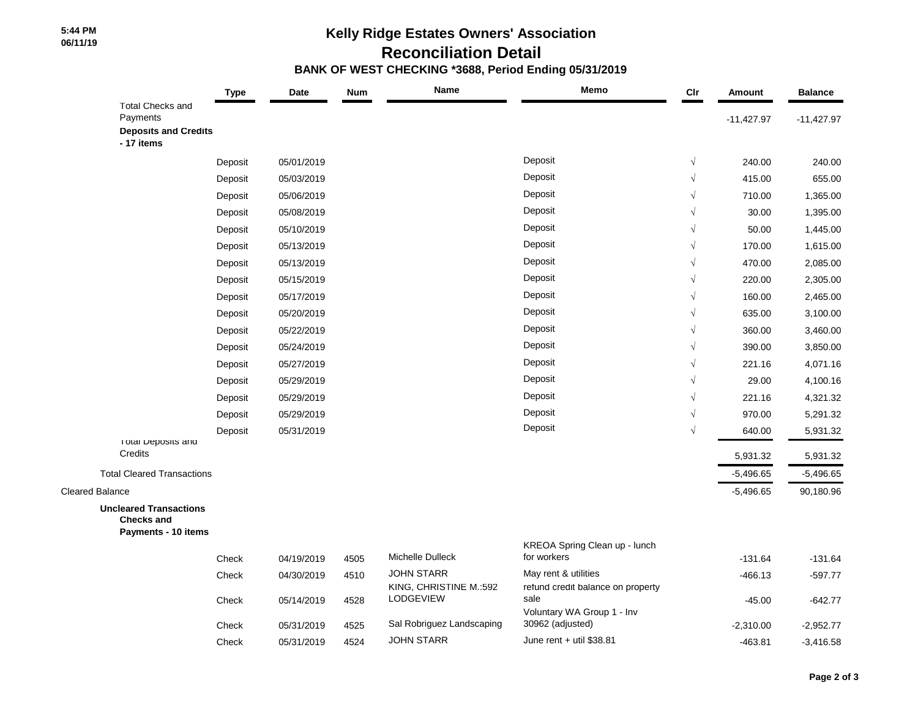5:44 PM
06/11/19

# Kelly Ridge Estates Owners' Association

## Reconciliation Detail

### BANK OF WEST CHECKING *3688, Period Ending 05/31/2019

| | Type | Date | Num | Name | Memo | Clr | Amount | Balance |
|---|---|---|---|---|---|---|---|---|
| Total Checks and Payments | | | | | | | -11,427.97 | -11,427.97 |
| **Deposits and Credits - 17 items** | | | | | | | | |
| | Deposit | 05/01/2019 | | | Deposit | √ | 240.00 | 240.00 |
| | Deposit | 05/03/2019 | | | Deposit | √ | 415.00 | 655.00 |
| | Deposit | 05/06/2019 | | | Deposit | √ | 710.00 | 1,365.00 |
| | Deposit | 05/08/2019 | | | Deposit | √ | 30.00 | 1,395.00 |
| | Deposit | 05/10/2019 | | | Deposit | √ | 50.00 | 1,445.00 |
| | Deposit | 05/13/2019 | | | Deposit | √ | 170.00 | 1,615.00 |
| | Deposit | 05/13/2019 | | | Deposit | √ | 470.00 | 2,085.00 |
| | Deposit | 05/15/2019 | | | Deposit | √ | 220.00 | 2,305.00 |
| | Deposit | 05/17/2019 | | | Deposit | √ | 160.00 | 2,465.00 |
| | Deposit | 05/20/2019 | | | Deposit | √ | 635.00 | 3,100.00 |
| | Deposit | 05/22/2019 | | | Deposit | √ | 360.00 | 3,460.00 |
| | Deposit | 05/24/2019 | | | Deposit | √ | 390.00 | 3,850.00 |
| | Deposit | 05/27/2019 | | | Deposit | √ | 221.16 | 4,071.16 |
| | Deposit | 05/29/2019 | | | Deposit | √ | 29.00 | 4,100.16 |
| | Deposit | 05/29/2019 | | | Deposit | √ | 221.16 | 4,321.32 |
| | Deposit | 05/29/2019 | | | Deposit | √ | 970.00 | 5,291.32 |
| | Deposit | 05/31/2019 | | | Deposit | √ | 640.00 | 5,931.32 |
| Total Deposits and Credits | | | | | | | 5,931.32 | 5,931.32 |
| Total Cleared Transactions | | | | | | | -5,496.65 | -5,496.65 |
| Cleared Balance | | | | | | | -5,496.65 | 90,180.96 |
| **Uncleared Transactions** | | | | | | | | |
| **Checks and Payments - 10 items** | | | | | | | | |
| | Check | 04/19/2019 | 4505 | Michelle Dulleck | KREOA Spring Clean up - lunch for workers | | -131.64 | -131.64 |
| | Check | 04/30/2019 | 4510 | JOHN STARR | May rent & utilities | | -466.13 | -597.77 |
| | Check | 05/14/2019 | 4528 | KING, CHRISTINE M.:592 LODGEVIEW | refund credit balance on property sale | | -45.00 | -642.77 |
| | Check | 05/31/2019 | 4525 | Sal Robriguez Landscaping | Voluntary WA Group 1 - Inv 30962 (adjusted) | | -2,310.00 | -2,952.77 |
| | Check | 05/31/2019 | 4524 | JOHN STARR | June rent + util $38.81 | | -463.81 | -3,416.58 |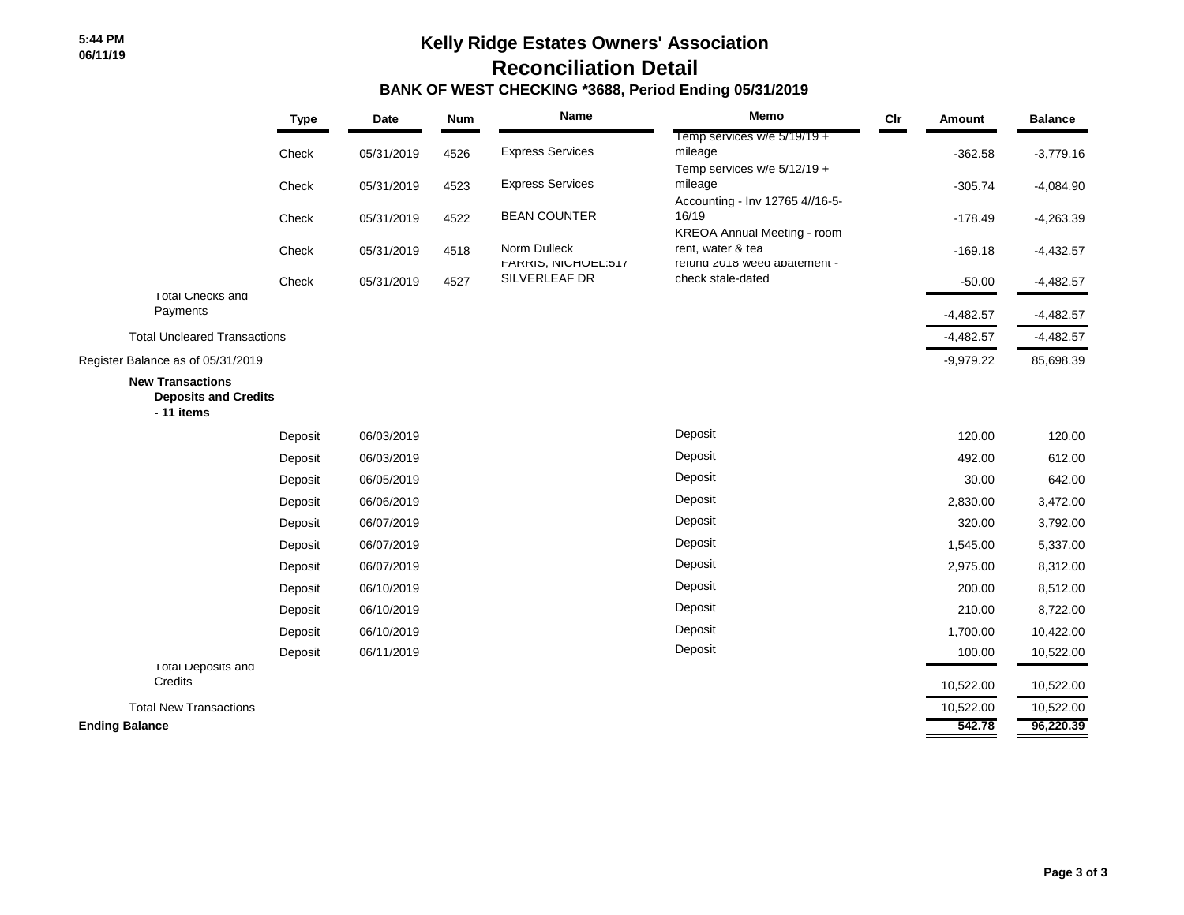5:44 PM
06/11/19

# Kelly Ridge Estates Owners' Association
## Reconciliation Detail
### BANK OF WEST CHECKING *3688, Period Ending 05/31/2019

| | Type | Date | Num | Name | Memo | Clr | Amount | Balance |
|---|---|---|---|---|---|---|---|---|
| | Check | 05/31/2019 | 4526 | Express Services | Temp services w/e 5/19/19 + mileage | | -362.58 | -3,779.16 |
| | Check | 05/31/2019 | 4523 | Express Services | Temp services w/e 5/12/19 + mileage | | -305.74 | -4,084.90 |
| | Check | 05/31/2019 | 4522 | BEAN COUNTER | Accounting - Inv 12765 4//16-5-16/19 | | -178.49 | -4,263.39 |
| | Check | 05/31/2019 | 4518 | Norm Dulleck | KREOA Annual Meeting - room rent, water & tea | | -169.18 | -4,432.57 |
| | Check | 05/31/2019 | 4527 | FARRIS, NICHOEL:517 SILVERLEAF DR | refund 2018 weed abatement - check stale-dated | | -50.00 | -4,482.57 |
| Total Checks and Payments | | | | | | | -4,482.57 | -4,482.57 |
| Total Uncleared Transactions | | | | | | | -4,482.57 | -4,482.57 |
| Register Balance as of 05/31/2019 | | | | | | | -9,979.22 | 85,698.39 |
| **New Transactions** | | | | | | | | |
| **Deposits and Credits - 11 items** | | | | | | | | |
| | Deposit | 06/03/2019 | | | Deposit | | 120.00 | 120.00 |
| | Deposit | 06/03/2019 | | | Deposit | | 492.00 | 612.00 |
| | Deposit | 06/05/2019 | | | Deposit | | 30.00 | 642.00 |
| | Deposit | 06/06/2019 | | | Deposit | | 2,830.00 | 3,472.00 |
| | Deposit | 06/07/2019 | | | Deposit | | 320.00 | 3,792.00 |
| | Deposit | 06/07/2019 | | | Deposit | | 1,545.00 | 5,337.00 |
| | Deposit | 06/07/2019 | | | Deposit | | 2,975.00 | 8,312.00 |
| | Deposit | 06/10/2019 | | | Deposit | | 200.00 | 8,512.00 |
| | Deposit | 06/10/2019 | | | Deposit | | 210.00 | 8,722.00 |
| | Deposit | 06/10/2019 | | | Deposit | | 1,700.00 | 10,422.00 |
| | Deposit | 06/11/2019 | | | Deposit | | 100.00 | 10,522.00 |
| Total Deposits and Credits | | | | | | | 10,522.00 | 10,522.00 |
| Total New Transactions | | | | | | | 10,522.00 | 10,522.00 |
| **Ending Balance** | | | | | | | **542.78** | **96,220.39** |